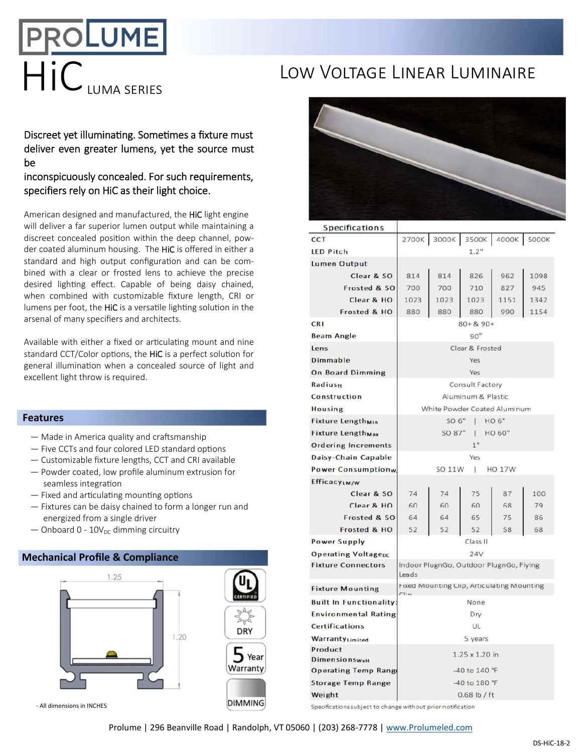# PROLUME

# HiC LUMA SERIES

## Low Voltage Linear Luminaire

Discreet yet illuminating. Sometimes a fixture must deliver even greater lumens, yet the source must be
inconspicuously concealed. For such requirements, specifiers rely on HiC as their light choice.

American designed and manufactured, the HiC light engine will deliver a far superior lumen output while maintaining a discreet concealed position within the deep channel, powder coated aluminum housing. The HiC is offered in either a standard and high output configuration and can be combined with a clear or frosted lens to achieve the precise desired lighting effect. Capable of being daisy chained, when combined with customizable fixture length, CRI or lumens per foot, the HiC is a versatile lighting solution in the arsenal of many specifiers and architects.

Available with either a fixed or articulating mount and nine standard CCT/Color options, the HiC is a perfect solution for general illumination when a concealed source of light and excellent light throw is required.

## Features

- Made in America quality and craftsmanship
- Five CCTs and four colored LED standard options
- Customizable fixture lengths, CCT and CRI available
- Powder coated, low profile aluminum extrusion for seamless integration
- Fixed and articulating mounting options
- Fixtures can be daisy chained to form a longer run and energized from a single driver
- Onboard 0 - 10$V_{DC}$ dimming circuitry

## Mechanical Profile & Compliance

1.25

1.20

- All dimensions in INCHES

UL CERTIFIED | DRY | 5 Year Warranty | DIMMING

## Specifications

| Specifications | | | | | |
|---|---|---|---|---|---|
| CCT | 2700K | 3000K | 3500K | 4000K | 5000K |
| LED Pitch | 1.2" | | | | |
| Lumen Output | | | | | |
| Clear & SO | 814 | 814 | 826 | 962 | 1098 |
| Frosted & SO | 700 | 700 | 710 | 827 | 945 |
| Clear & HO | 1023 | 1023 | 1023 | 1151 | 1342 |
| Frosted & HO | 880 | 880 | 880 | 990 | 1154 |
| CRI | 80+ & 90+ | | | | |
| Beam Angle | 90° | | | | |
| Lens | Clear & Frosted | | | | |
| Dimmable | Yes | | | | |
| On Board Dimming | Yes | | | | |
| $Radius_{ft}$ | Consult Factory | | | | |
| Construction | Aluminum & Plastic | | | | |
| Housing | White Powder Coated Aluminum | | | | |
| Fixture $Length_{Min}$ | SO 6" \| HO 6" | | | | |
| Fixture $Length_{Max}$ | SO 87" \| HO 60" | | | | |
| Ordering Increments | 1" | | | | |
| Daisy-Chain Capable | Yes | | | | |
| Power $Consumption_{W}$ | SO 11W \| HO 17W | | | | |
| $Efficacy_{LM/W}$ | | | | | |
| Clear & SO | 74 | 74 | 75 | 87 | 100 |
| Clear & HO | 60 | 60 | 60 | 68 | 79 |
| Frosted & SO | 64 | 64 | 65 | 75 | 86 |
| Frosted & HO | 52 | 52 | 52 | 58 | 68 |
| Power Supply | Class II | | | | |
| Operating $Voltage_{DC}$ | 24V | | | | |
| Fixture Connectors | Indoor PlugnGo, Outdoor PlugnGo, Flying Leads | | | | |
| Fixture Mounting | Fixed Mounting Clip, Articulating Mounting Clip | | | | |
| Built In Functionality | None | | | | |
| Environmental Rating | Dry | | | | |
| Certifications | UL | | | | |
| $Warranty_{Limited}$ | 5 years | | | | |
| Product $Dimensions_{WxH}$ | 1.25 x 1.20 in | | | | |
| Operating Temp Range | -40 to 140 °F | | | | |
| Storage Temp Range | -40 to 180 °F | | | | |
| Weight | 0.68 lb / ft | | | | |

Specifications subject to change without prior notification

Prolume | 296 Beanville Road | Randolph, VT 05060 | (203) 268-7778 | www.Prolumeled.com

DS-HiC-18-2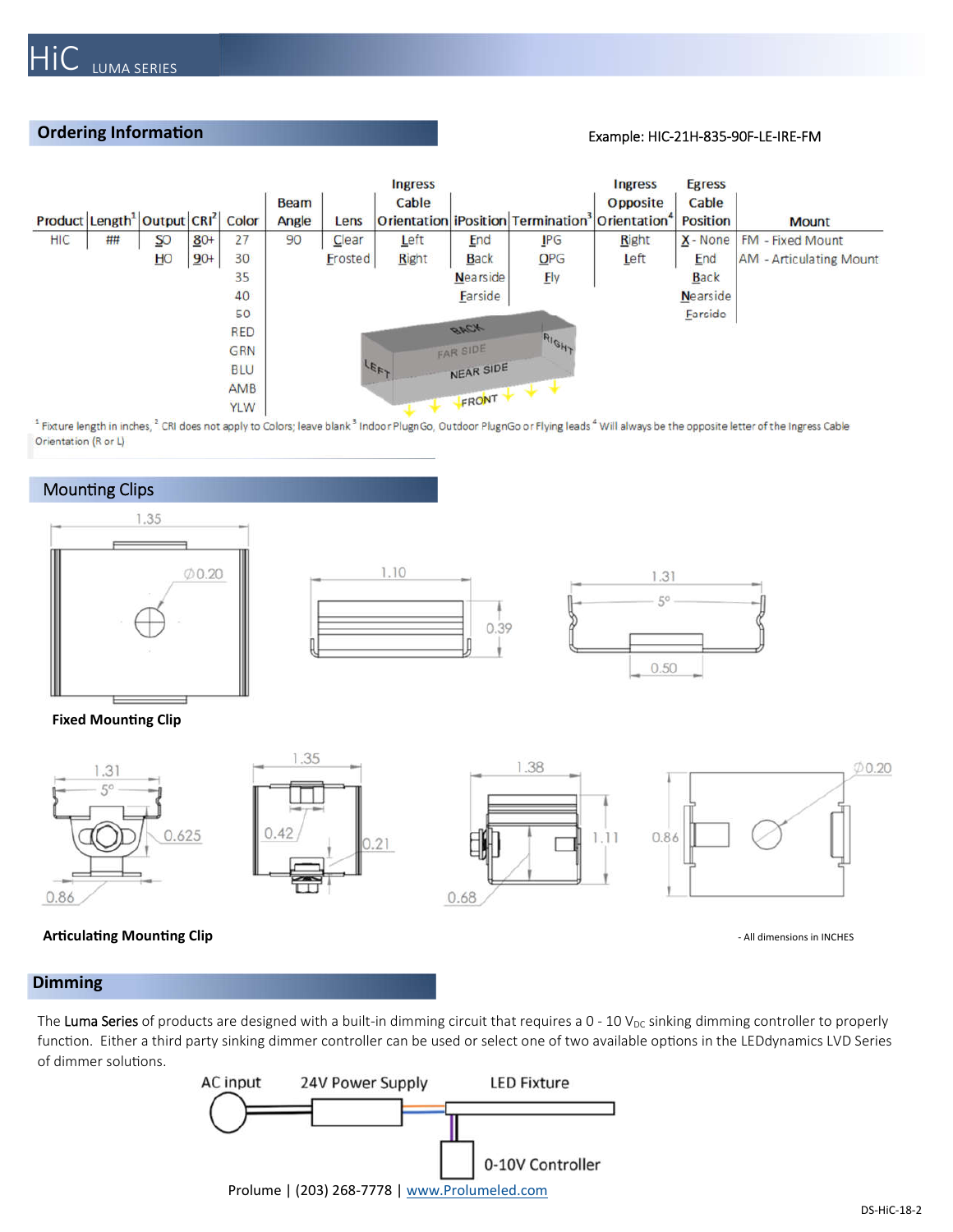## Ordering Information

Example: HIC-21H-835-90F-LE-IRE-FM

| Product | Length[1] | Output | CRI[2] | Color | Beam Angle | Lens | Ingress Cable Orientation | iPosition | Termination[3] | Ingress Opposite Orientation[4] | Egress Cable Position | Mount |
|---|---|---|---|---|---|---|---|---|---|---|---|---|
| HIC | ## | SO | 80+ | 27 | 90 | Clear | Left | End | IPG | Right | X - None | FM - Fixed Mount |
| | | HO | 90+ | 30 | | Frosted | Right | Back | OPG | Left | End | AM - Articulating Mount |
| | | | | 35 | | | | Nearside | Fly | | Back | |
| | | | | 40 | | | | Farside | | | Nearside | |
| | | | | 50 | | | | | | | Farside | |
| | | | | RED | | | | | | | | |
| | | | | GRN | | | | | | | | |
| | | | | BLU | | | | | | | | |
| | | | | AMB | | | | | | | | |
| | | | | YLW | | | | | | | | |

BACK
FAR SIDE
RIGHT
LEFT
NEAR SIDE
FRONT

[1] Fixture length in inches, [2] CRI does not apply to Colors; leave blank [3] Indoor PlugnGo, Outdoor PlugnGo or Flying leads [4] Will always be the opposite letter of the Ingress Cable Orientation (R or L)

## Mounting Clips

1.35
Ø0.20
1.10
0.39
1.31
5°
0.50

**Fixed Mounting Clip**

1.31
5°
0.625
0.86
1.35
0.42
0.21
1.38
1.11
0.68
0.86
Ø0.20

**Articulating Mounting Clip**

- All dimensions in INCHES

## Dimming

The Luma Series of products are designed with a built-in dimming circuit that requires a 0 - 10 $V_{DC}$ sinking dimming controller to properly function. Either a third party sinking dimmer controller can be used or select one of two available options in the LEDdynamics LVD Series of dimmer solutions.

AC input
24V Power Supply
LED Fixture
0-10V Controller

Prolume | (203) 268-7778 | www.Prolumeled.com

DS-HiC-18-2